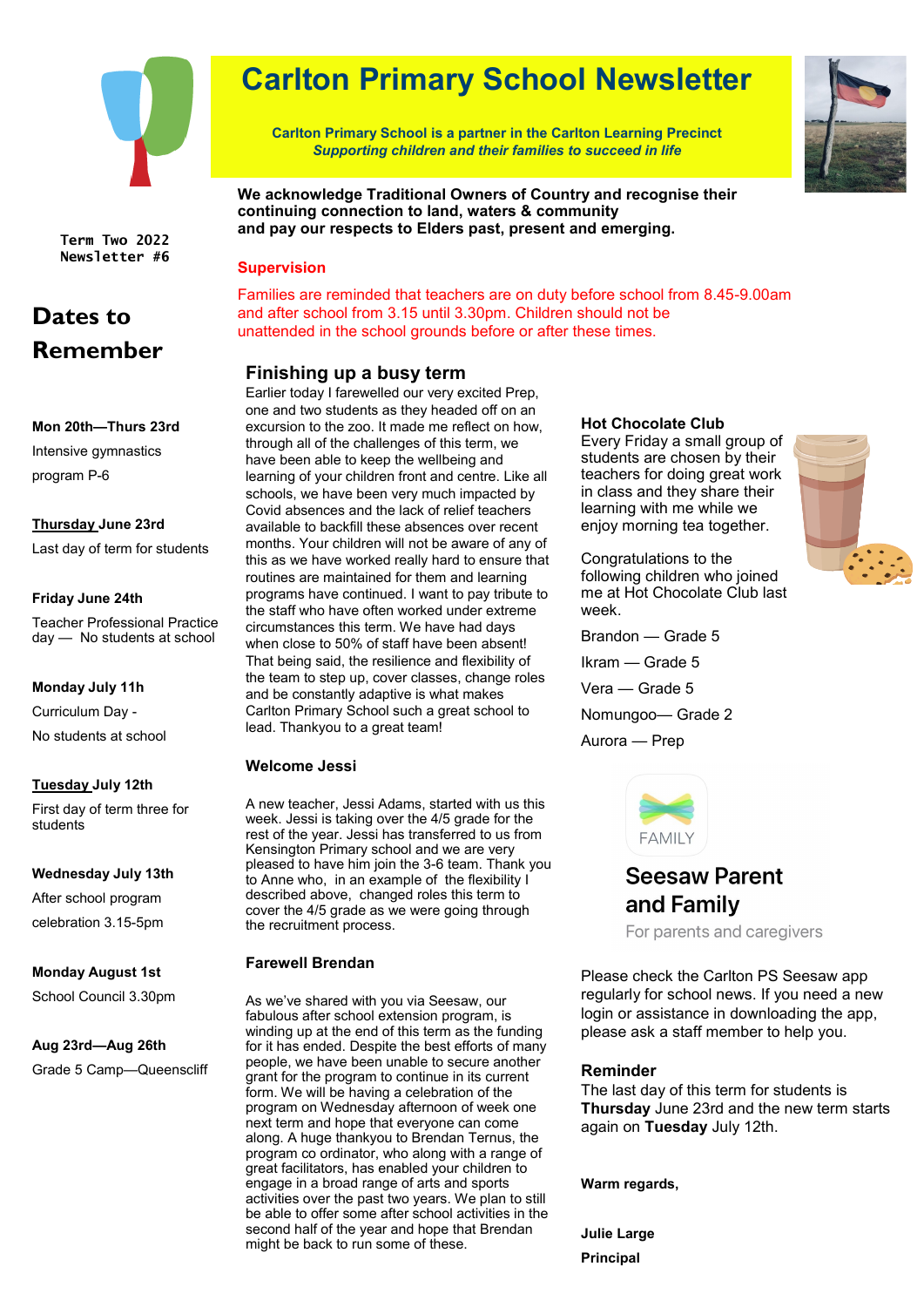# Carlton Primary School Newsletter

**Carlton Primary School is a partner in the Carlton Learning Precinct**
***Supporting children and their families to succeed in life***

Term Two 2022
Newsletter #6

**We acknowledge Traditional Owners of Country and recognise their continuing connection to land, waters & community and pay our respects to Elders past, present and emerging.**

## Dates to Remember

**Mon 20th—Thurs 23rd**
Intensive gymnastics program P-6

**Thursday June 23rd**
Last day of term for students

**Friday June 24th**
Teacher Professional Practice day — No students at school

**Monday July 11th**
Curriculum Day - No students at school

**Tuesday July 12th**
First day of term three for students

**Wednesday July 13th**
After school program celebration 3.15-5pm

**Monday August 1st**
School Council 3.30pm

**Aug 23rd—Aug 26th**
Grade 5 Camp—Queenscliff

### Supervision

Families are reminded that teachers are on duty before school from 8.45-9.00am and after school from 3.15 until 3.30pm. Children should not be unattended in the school grounds before or after these times.

## Finishing up a busy term

Earlier today I farewelled our very excited Prep, one and two students as they headed off on an excursion to the zoo. It made me reflect on how, through all of the challenges of this term, we have been able to keep the wellbeing and learning of your children front and centre. Like all schools, we have been very much impacted by Covid absences and the lack of relief teachers available to backfill these absences over recent months. Your children will not be aware of any of this as we have worked really hard to ensure that routines are maintained for them and learning programs have continued. I want to pay tribute to the staff who have often worked under extreme circumstances this term. We have had days when close to 50% of staff have been absent! That being said, the resilience and flexibility of the team to step up, cover classes, change roles and be constantly adaptive is what makes Carlton Primary School such a great school to lead. Thankyou to a great team!

### Welcome Jessi

A new teacher, Jessi Adams, started with us this week. Jessi is taking over the 4/5 grade for the rest of the year. Jessi has transferred to us from Kensington Primary school and we are very pleased to have him join the 3-6 team. Thank you to Anne who, in an example of the flexibility I described above, changed roles this term to cover the 4/5 grade as we were going through the recruitment process.

### Farewell Brendan

As we've shared with you via Seesaw, our fabulous after school extension program, is winding up at the end of this term as the funding for it has ended. Despite the best efforts of many people, we have been unable to secure another grant for the program to continue in its current form. We will be having a celebration of the program on Wednesday afternoon of week one next term and hope that everyone can come along. A huge thankyou to Brendan Ternus, the program co ordinator, who along with a range of great facilitators, has enabled your children to engage in a broad range of arts and sports activities over the past two years. We plan to still be able to offer some after school activities in the second half of the year and hope that Brendan might be back to run some of these.

### Hot Chocolate Club

Every Friday a small group of students are chosen by their teachers for doing great work in class and they share their learning with me while we enjoy morning tea together.

Congratulations to the following children who joined me at Hot Chocolate Club last week.

Brandon — Grade 5

Ikram — Grade 5

Vera — Grade 5

Nomungoo— Grade 2

Aurora — Prep

FAMILY

## Seesaw Parent and Family

For parents and caregivers

Please check the Carlton PS Seesaw app regularly for school news. If you need a new login or assistance in downloading the app, please ask a staff member to help you.

### Reminder

The last day of this term for students is **Thursday** June 23rd and the new term starts again on **Tuesday** July 12th.

**Warm regards,**

**Julie Large**
**Principal**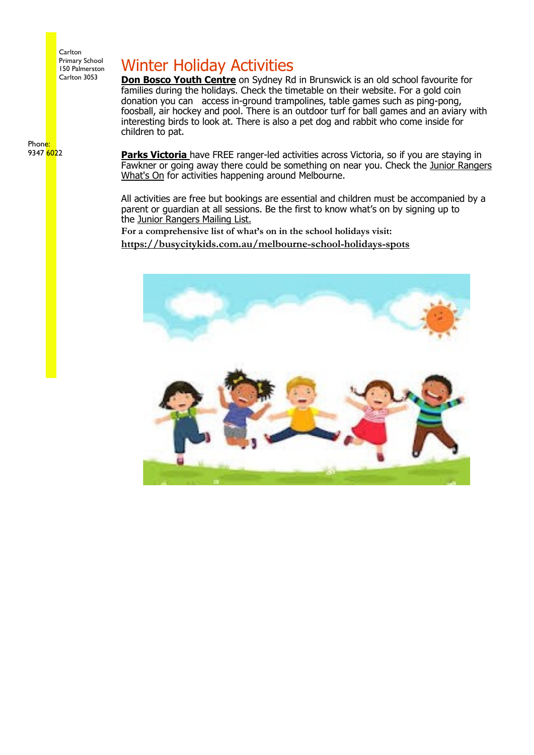Carlton Primary School
150 Palmerston
Carlton 3053

Phone:
9347 6022

# Winter Holiday Activities

**Don Bosco Youth Centre** on Sydney Rd in Brunswick is an old school favourite for families during the holidays. Check the timetable on their website. For a gold coin donation you can access in-ground trampolines, table games such as ping-pong, foosball, air hockey and pool. There is an outdoor turf for ball games and an aviary with interesting birds to look at. There is also a pet dog and rabbit who come inside for children to pat.

**Parks Victoria** have FREE ranger-led activities across Victoria, so if you are staying in Fawkner or going away there could be something on near you. Check the Junior Rangers What's On for activities happening around Melbourne.

All activities are free but bookings are essential and children must be accompanied by a parent or guardian at all sessions. Be the first to know what's on by signing up to the Junior Rangers Mailing List.

**For a comprehensive list of what's on in the school holidays visit:**
**https://busycitykids.com.au/melbourne-school-holidays-spots**